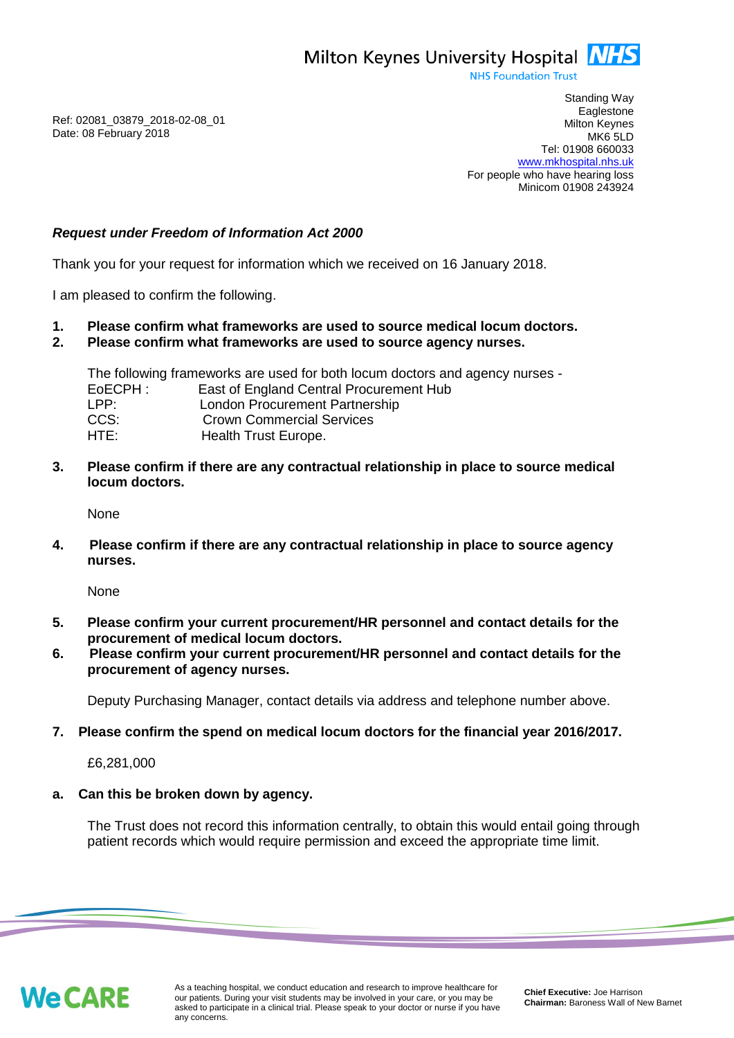Milton Keynes University Hospital NHS
NHS Foundation Trust

Standing Way
Eaglestone
Milton Keynes
MK6 5LD
Tel: 01908 660033
www.mkhospital.nhs.uk
For people who have hearing loss
Minicom 01908 243924

Ref: 02081_03879_2018-02-08_01
Date: 08 February 2018

***Request under Freedom of Information Act 2000***

Thank you for your request for information which we received on 16 January 2018.

I am pleased to confirm the following.

**1. Please confirm what frameworks are used to source medical locum doctors.**
**2. Please confirm what frameworks are used to source agency nurses.**

The following frameworks are used for both locum doctors and agency nurses -

| | |
|---|---|
| EoECPH : | East of England Central Procurement Hub |
| LPP: | London Procurement Partnership |
| CCS: | Crown Commercial Services |
| HTE: | Health Trust Europe. |

**3. Please confirm if there are any contractual relationship in place to source medical locum doctors.**

None

**4. Please confirm if there are any contractual relationship in place to source agency nurses.**

None

**5. Please confirm your current procurement/HR personnel and contact details for the procurement of medical locum doctors.**
**6. Please confirm your current procurement/HR personnel and contact details for the procurement of agency nurses.**

Deputy Purchasing Manager, contact details via address and telephone number above.

**7. Please confirm the spend on medical locum doctors for the financial year 2016/2017.**

£6,281,000

**a. Can this be broken down by agency.**

The Trust does not record this information centrally, to obtain this would entail going through patient records which would require permission and exceed the appropriate time limit.

WeCARE

As a teaching hospital, we conduct education and research to improve healthcare for our patients. During your visit students may be involved in your care, or you may be asked to participate in a clinical trial. Please speak to your doctor or nurse if you have any concerns.

**Chief Executive:** Joe Harrison
**Chairman:** Baroness Wall of New Barnet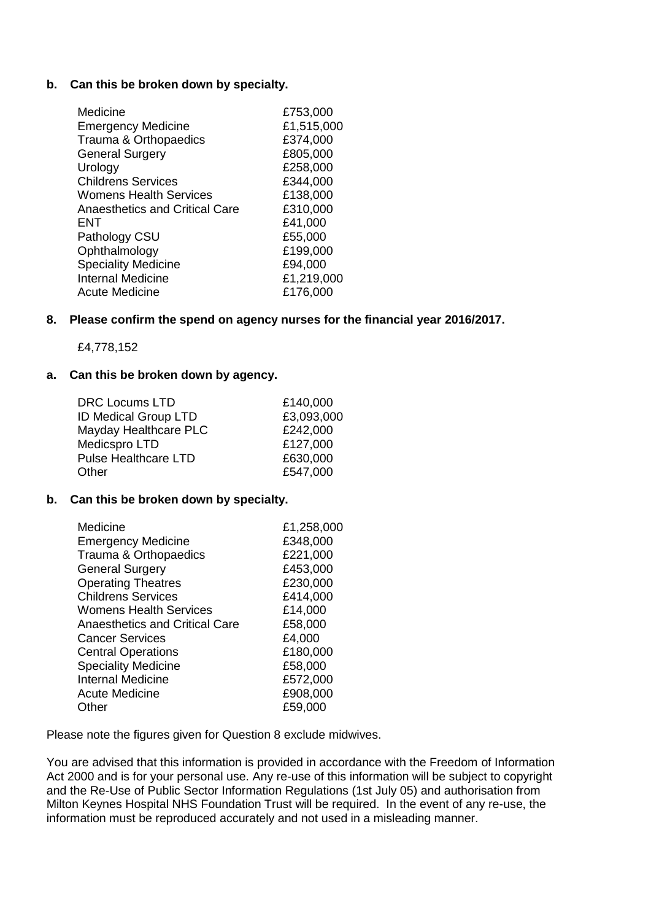**b. Can this be broken down by specialty.**

| | |
|---|---|
| Medicine | £753,000 |
| Emergency Medicine | £1,515,000 |
| Trauma & Orthopaedics | £374,000 |
| General Surgery | £805,000 |
| Urology | £258,000 |
| Childrens Services | £344,000 |
| Womens Health Services | £138,000 |
| Anaesthetics and Critical Care | £310,000 |
| ENT | £41,000 |
| Pathology CSU | £55,000 |
| Ophthalmology | £199,000 |
| Speciality Medicine | £94,000 |
| Internal Medicine | £1,219,000 |
| Acute Medicine | £176,000 |

**8. Please confirm the spend on agency nurses for the financial year 2016/2017.**

£4,778,152

**a. Can this be broken down by agency.**

| | |
|---|---|
| DRC Locums LTD | £140,000 |
| ID Medical Group LTD | £3,093,000 |
| Mayday Healthcare PLC | £242,000 |
| Medicspro LTD | £127,000 |
| Pulse Healthcare LTD | £630,000 |
| Other | £547,000 |

**b. Can this be broken down by specialty.**

| | |
|---|---|
| Medicine | £1,258,000 |
| Emergency Medicine | £348,000 |
| Trauma & Orthopaedics | £221,000 |
| General Surgery | £453,000 |
| Operating Theatres | £230,000 |
| Childrens Services | £414,000 |
| Womens Health Services | £14,000 |
| Anaesthetics and Critical Care | £58,000 |
| Cancer Services | £4,000 |
| Central Operations | £180,000 |
| Speciality Medicine | £58,000 |
| Internal Medicine | £572,000 |
| Acute Medicine | £908,000 |
| Other | £59,000 |

Please note the figures given for Question 8 exclude midwives.

You are advised that this information is provided in accordance with the Freedom of Information Act 2000 and is for your personal use. Any re-use of this information will be subject to copyright and the Re-Use of Public Sector Information Regulations (1st July 05) and authorisation from Milton Keynes Hospital NHS Foundation Trust will be required. In the event of any re-use, the information must be reproduced accurately and not used in a misleading manner.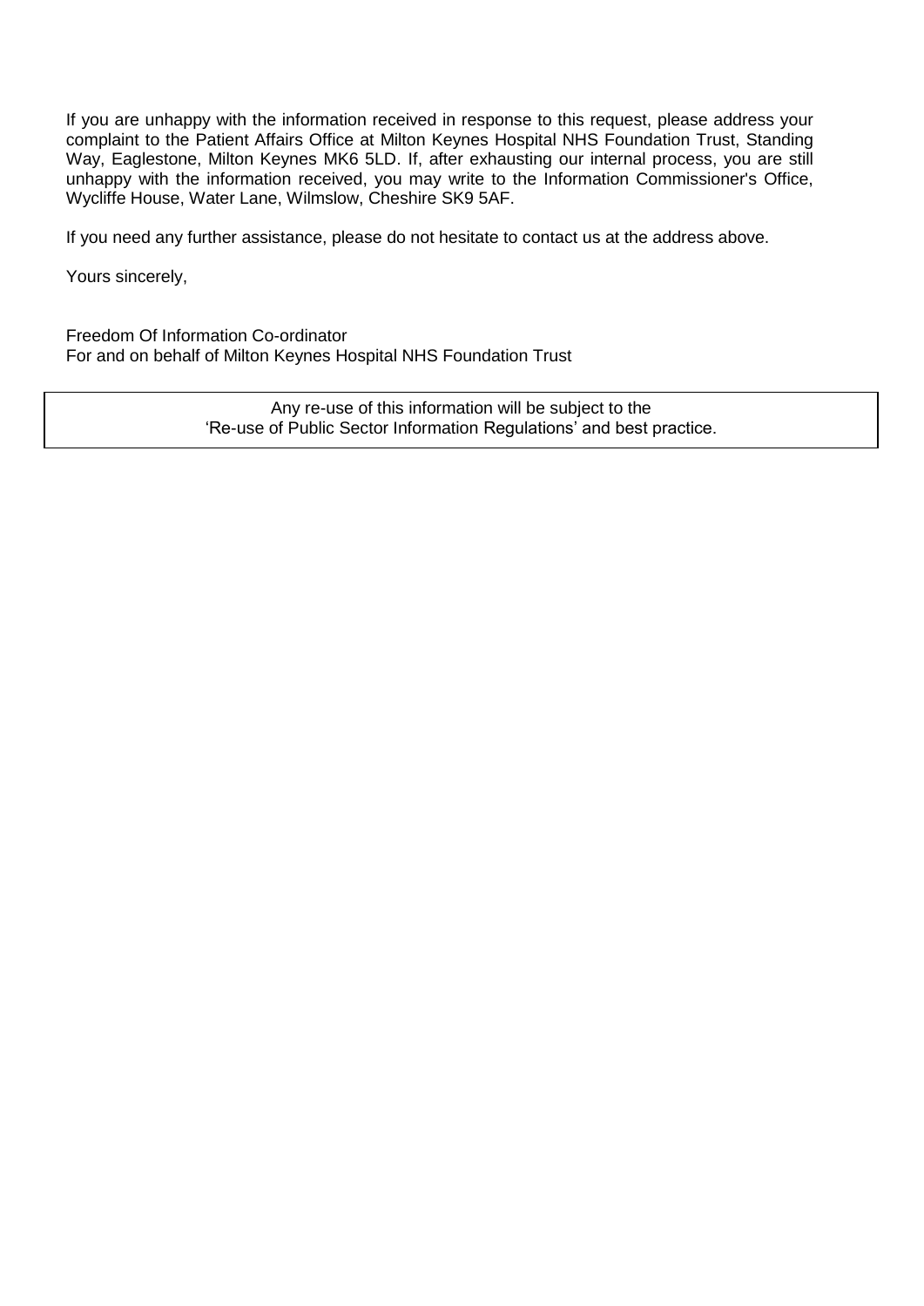If you are unhappy with the information received in response to this request, please address your complaint to the Patient Affairs Office at Milton Keynes Hospital NHS Foundation Trust, Standing Way, Eaglestone, Milton Keynes MK6 5LD. If, after exhausting our internal process, you are still unhappy with the information received, you may write to the Information Commissioner's Office, Wycliffe House, Water Lane, Wilmslow, Cheshire SK9 5AF.

If you need any further assistance, please do not hesitate to contact us at the address above.

Yours sincerely,

Freedom Of Information Co-ordinator
For and on behalf of Milton Keynes Hospital NHS Foundation Trust

| |
|---|
| Any re-use of this information will be subject to the 'Re-use of Public Sector Information Regulations' and best practice. |